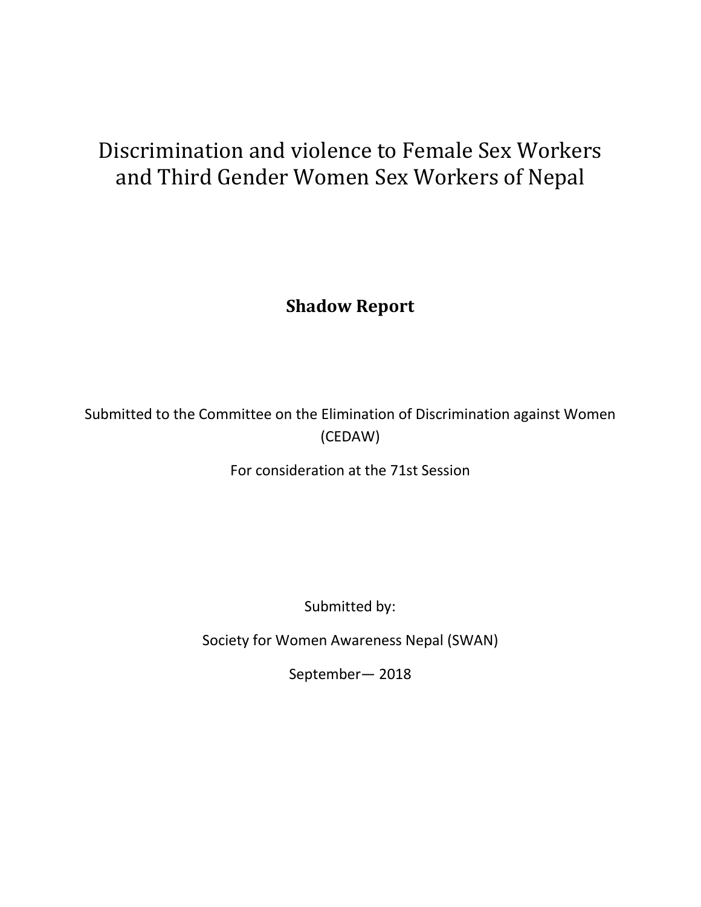# Discrimination and violence to Female Sex Workers and Third Gender Women Sex Workers of Nepal

**Shadow Report**

Submitted to the Committee on the Elimination of Discrimination against Women (CEDAW)

For consideration at the 71st Session

Submitted by:

Society for Women Awareness Nepal (SWAN)

September— 2018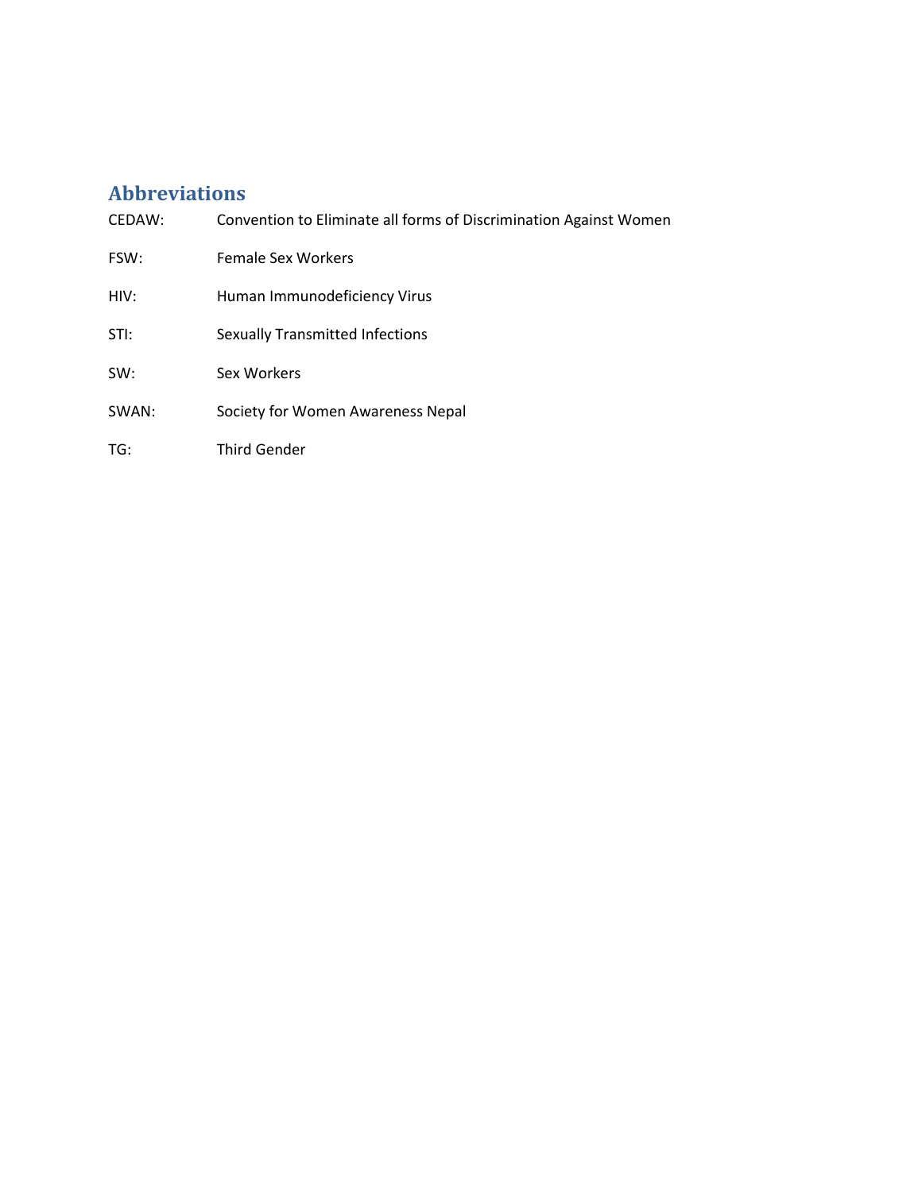## Abbreviations

| | |
|---|---|
| CEDAW: | Convention to Eliminate all forms of Discrimination Against Women |
| FSW: | Female Sex Workers |
| HIV: | Human Immunodeficiency Virus |
| STI: | Sexually Transmitted Infections |
| SW: | Sex Workers |
| SWAN: | Society for Women Awareness Nepal |
| TG: | Third Gender |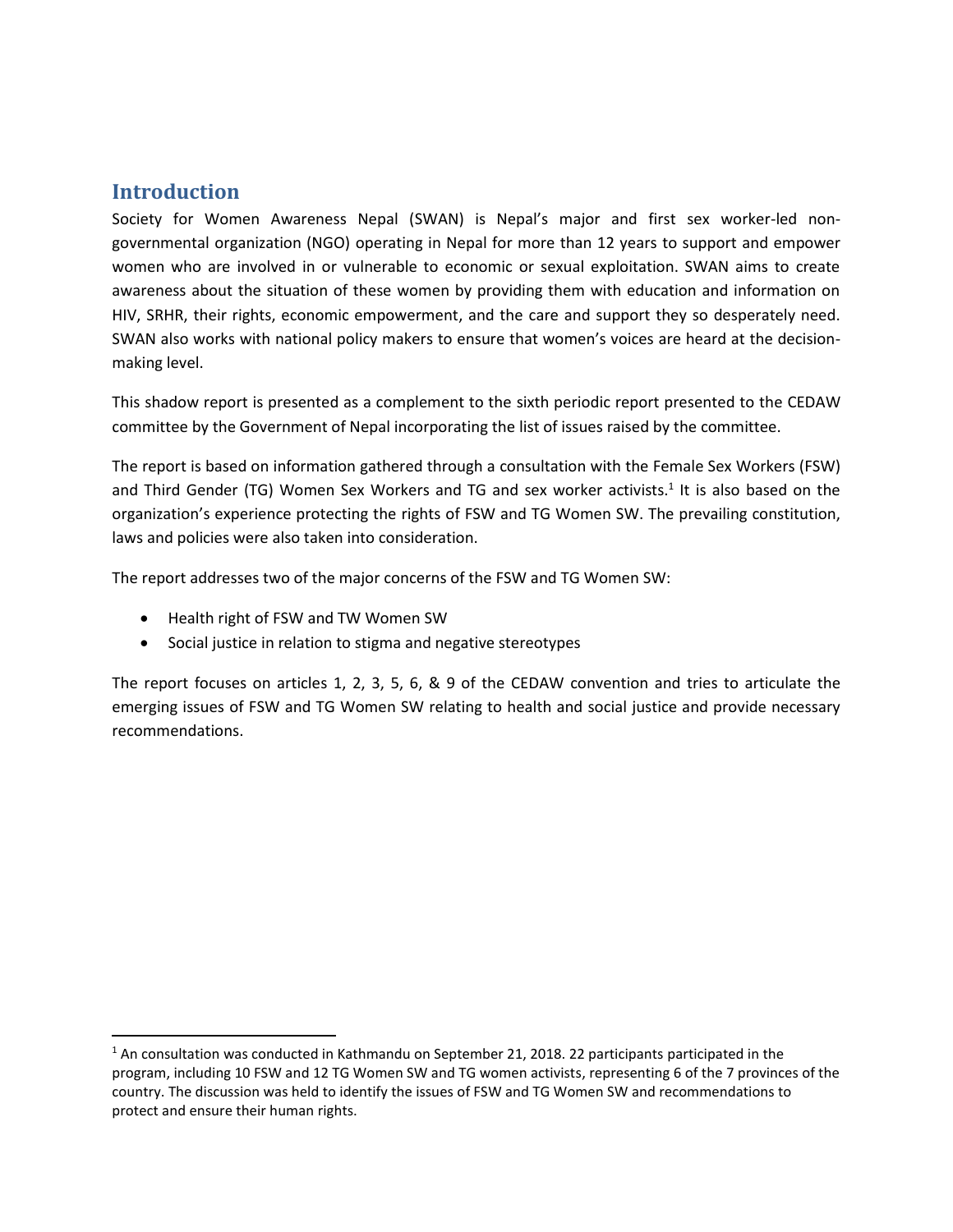## Introduction

Society for Women Awareness Nepal (SWAN) is Nepal's major and first sex worker-led non-governmental organization (NGO) operating in Nepal for more than 12 years to support and empower women who are involved in or vulnerable to economic or sexual exploitation. SWAN aims to create awareness about the situation of these women by providing them with education and information on HIV, SRHR, their rights, economic empowerment, and the care and support they so desperately need. SWAN also works with national policy makers to ensure that women's voices are heard at the decision-making level.

This shadow report is presented as a complement to the sixth periodic report presented to the CEDAW committee by the Government of Nepal incorporating the list of issues raised by the committee.

The report is based on information gathered through a consultation with the Female Sex Workers (FSW) and Third Gender (TG) Women Sex Workers and TG and sex worker activists.[1] It is also based on the organization's experience protecting the rights of FSW and TG Women SW. The prevailing constitution, laws and policies were also taken into consideration.

The report addresses two of the major concerns of the FSW and TG Women SW:

- Health right of FSW and TW Women SW
- Social justice in relation to stigma and negative stereotypes

The report focuses on articles 1, 2, 3, 5, 6, & 9 of the CEDAW convention and tries to articulate the emerging issues of FSW and TG Women SW relating to health and social justice and provide necessary recommendations.

[1] An consultation was conducted in Kathmandu on September 21, 2018. 22 participants participated in the program, including 10 FSW and 12 TG Women SW and TG women activists, representing 6 of the 7 provinces of the country. The discussion was held to identify the issues of FSW and TG Women SW and recommendations to protect and ensure their human rights.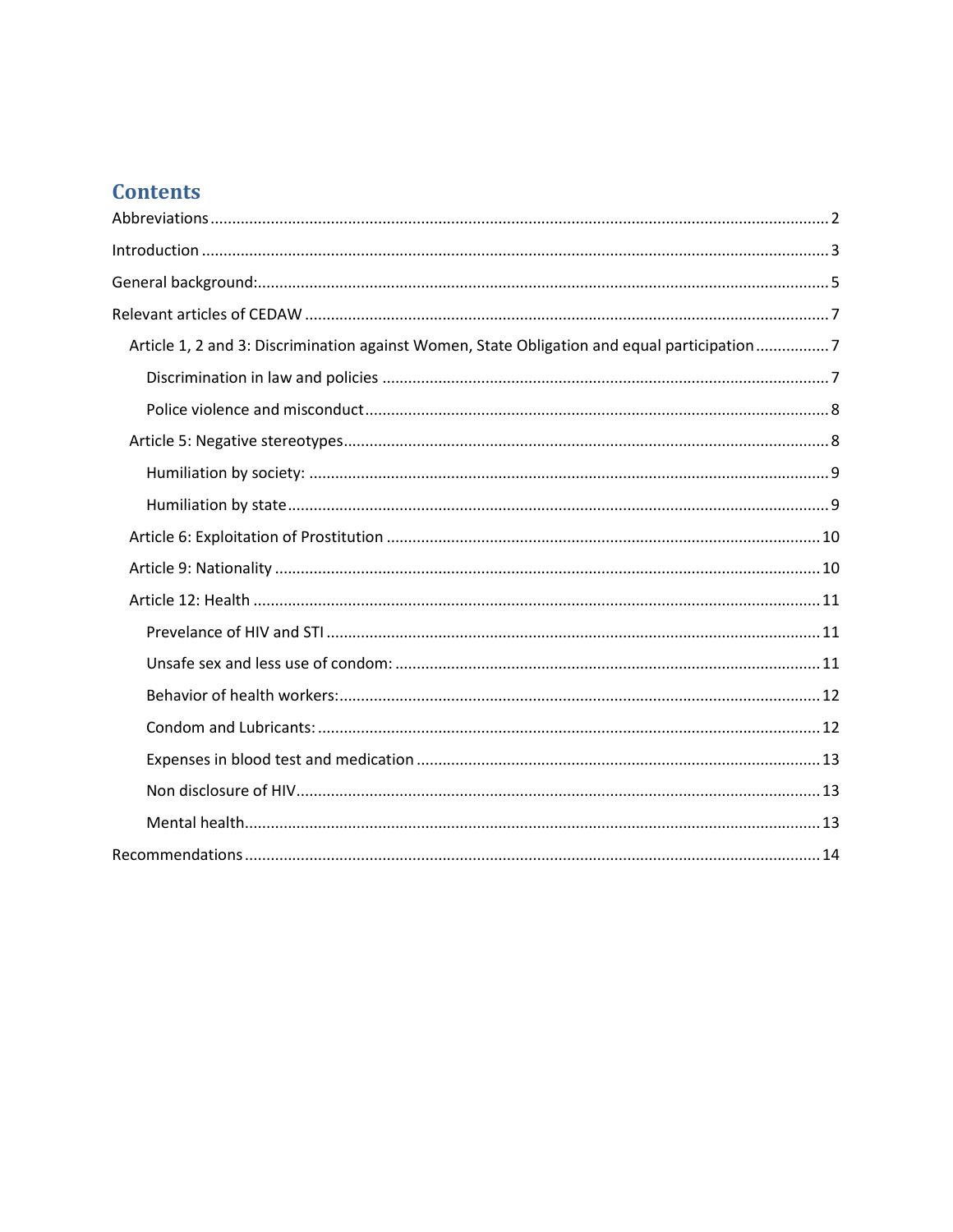# Contents

Abbreviations ........................................................................................................................................ 2

Introduction .......................................................................................................................................... 3

General background: ............................................................................................................................ 5

Relevant articles of CEDAW ................................................................................................................. 7

- Article 1, 2 and 3: Discrimination against Women, State Obligation and equal participation ................. 7
  - Discrimination in law and policies ....................................................................................... 7
  - Police violence and misconduct ........................................................................................... 8
- Article 5: Negative stereotypes ................................................................................................ 8
  - Humiliation by society: ....................................................................................................... 9
  - Humiliation by state ............................................................................................................ 9
- Article 6: Exploitation of Prostitution ..................................................................................... 10
- Article 9: Nationality .............................................................................................................. 10
- Article 12: Health ................................................................................................................... 11
  - Prevelance of HIV and STI ................................................................................................. 11
  - Unsafe sex and less use of condom: .................................................................................. 11
  - Behavior of health workers: ............................................................................................... 12
  - Condom and Lubricants: .................................................................................................... 12
  - Expenses in blood test and medication ............................................................................. 13
  - Non disclosure of HIV ........................................................................................................ 13
  - Mental health ..................................................................................................................... 13

Recommendations .............................................................................................................................. 14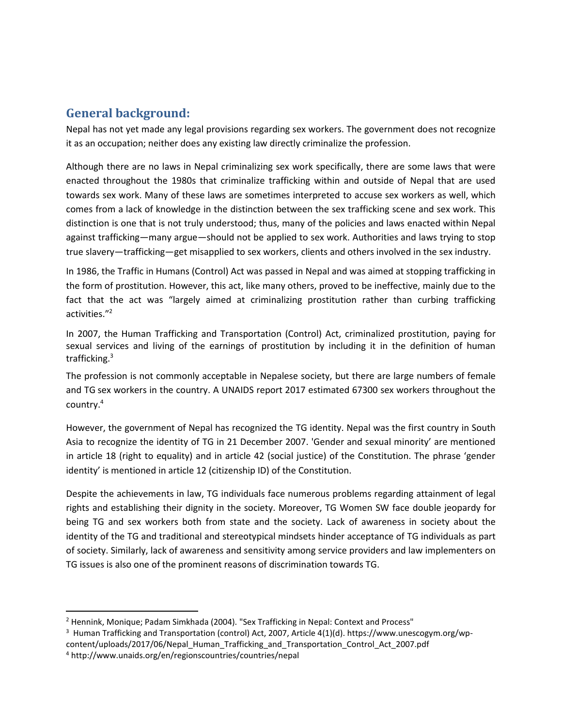## General background:

Nepal has not yet made any legal provisions regarding sex workers. The government does not recognize it as an occupation; neither does any existing law directly criminalize the profession.

Although there are no laws in Nepal criminalizing sex work specifically, there are some laws that were enacted throughout the 1980s that criminalize trafficking within and outside of Nepal that are used towards sex work. Many of these laws are sometimes interpreted to accuse sex workers as well, which comes from a lack of knowledge in the distinction between the sex trafficking scene and sex work. This distinction is one that is not truly understood; thus, many of the policies and laws enacted within Nepal against trafficking—many argue—should not be applied to sex work. Authorities and laws trying to stop true slavery—trafficking—get misapplied to sex workers, clients and others involved in the sex industry.

In 1986, the Traffic in Humans (Control) Act was passed in Nepal and was aimed at stopping trafficking in the form of prostitution. However, this act, like many others, proved to be ineffective, mainly due to the fact that the act was "largely aimed at criminalizing prostitution rather than curbing trafficking activities."[2]

In 2007, the Human Trafficking and Transportation (Control) Act, criminalized prostitution, paying for sexual services and living of the earnings of prostitution by including it in the definition of human trafficking.[3]

The profession is not commonly acceptable in Nepalese society, but there are large numbers of female and TG sex workers in the country. A UNAIDS report 2017 estimated 67300 sex workers throughout the country.[4]

However, the government of Nepal has recognized the TG identity. Nepal was the first country in South Asia to recognize the identity of TG in 21 December 2007. 'Gender and sexual minority' are mentioned in article 18 (right to equality) and in article 42 (social justice) of the Constitution. The phrase 'gender identity' is mentioned in article 12 (citizenship ID) of the Constitution.

Despite the achievements in law, TG individuals face numerous problems regarding attainment of legal rights and establishing their dignity in the society. Moreover, TG Women SW face double jeopardy for being TG and sex workers both from state and the society. Lack of awareness in society about the identity of the TG and traditional and stereotypical mindsets hinder acceptance of TG individuals as part of society. Similarly, lack of awareness and sensitivity among service providers and law implementers on TG issues is also one of the prominent reasons of discrimination towards TG.

---

[2] Hennink, Monique; Padam Simkhada (2004). "Sex Trafficking in Nepal: Context and Process"

[3] Human Trafficking and Transportation (control) Act, 2007, Article 4(1)(d). https://www.unescogym.org/wp-content/uploads/2017/06/Nepal_Human_Trafficking_and_Transportation_Control_Act_2007.pdf

[4] http://www.unaids.org/en/regionscountries/countries/nepal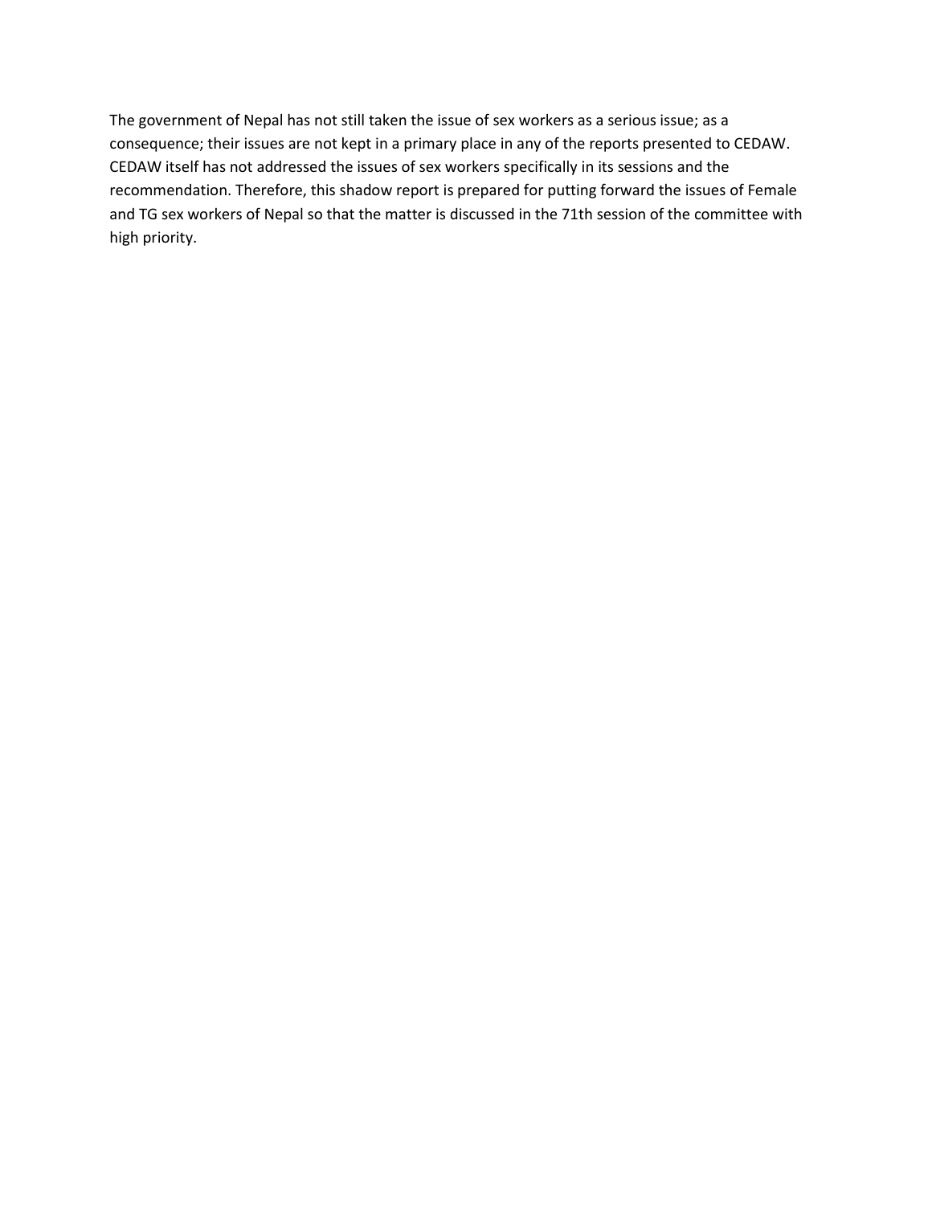The government of Nepal has not still taken the issue of sex workers as a serious issue; as a consequence; their issues are not kept in a primary place in any of the reports presented to CEDAW. CEDAW itself has not addressed the issues of sex workers specifically in its sessions and the recommendation. Therefore, this shadow report is prepared for putting forward the issues of Female and TG sex workers of Nepal so that the matter is discussed in the 71th session of the committee with high priority.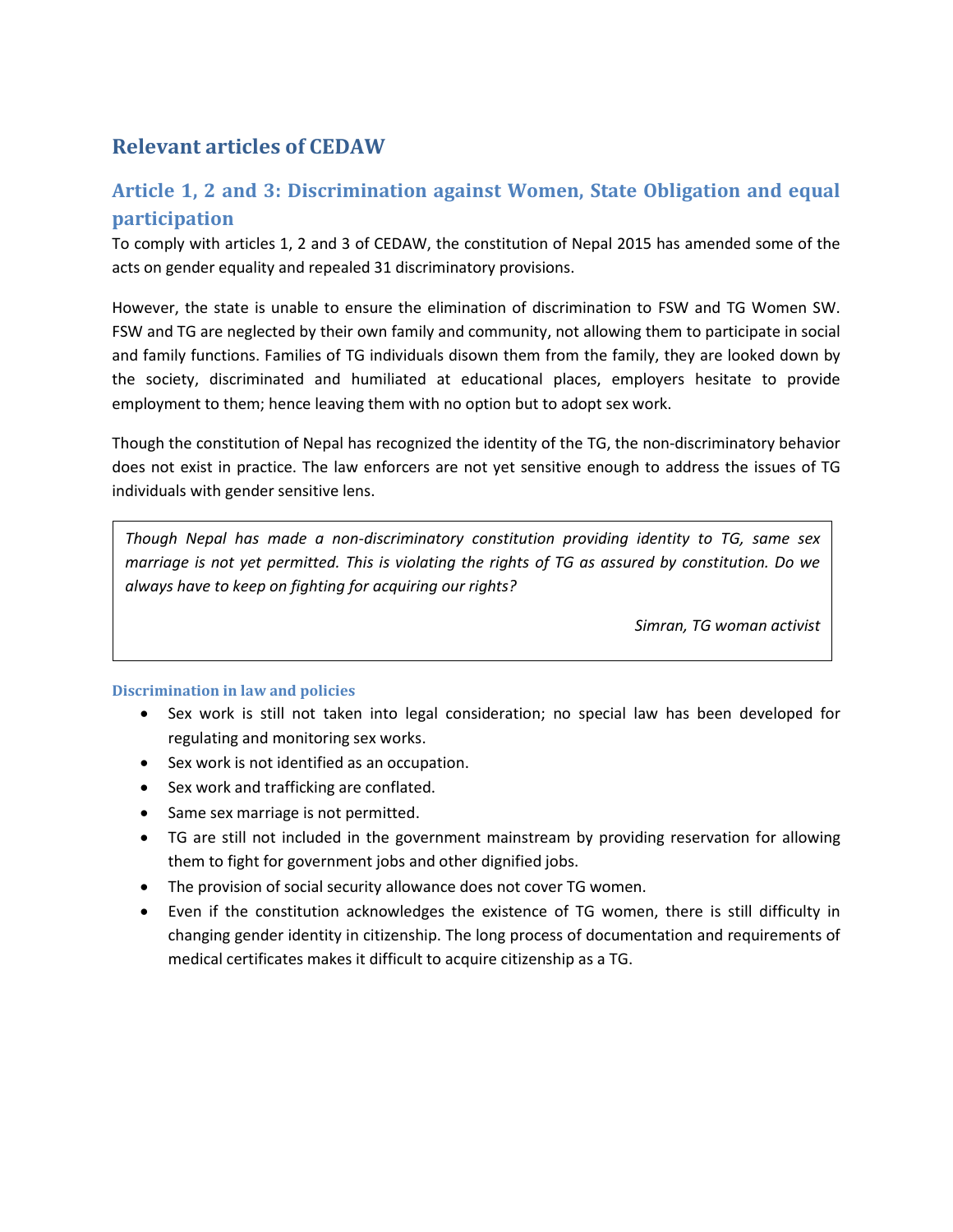## Relevant articles of CEDAW

### Article 1, 2 and 3: Discrimination against Women, State Obligation and equal participation

To comply with articles 1, 2 and 3 of CEDAW, the constitution of Nepal 2015 has amended some of the acts on gender equality and repealed 31 discriminatory provisions.

However, the state is unable to ensure the elimination of discrimination to FSW and TG Women SW. FSW and TG are neglected by their own family and community, not allowing them to participate in social and family functions. Families of TG individuals disown them from the family, they are looked down by the society, discriminated and humiliated at educational places, employers hesitate to provide employment to them; hence leaving them with no option but to adopt sex work.

Though the constitution of Nepal has recognized the identity of the TG, the non-discriminatory behavior does not exist in practice. The law enforcers are not yet sensitive enough to address the issues of TG individuals with gender sensitive lens.

> *Though Nepal has made a non-discriminatory constitution providing identity to TG, same sex marriage is not yet permitted. This is violating the rights of TG as assured by constitution. Do we always have to keep on fighting for acquiring our rights?*
>
> *Simran, TG woman activist*

#### Discrimination in law and policies

- Sex work is still not taken into legal consideration; no special law has been developed for regulating and monitoring sex works.
- Sex work is not identified as an occupation.
- Sex work and trafficking are conflated.
- Same sex marriage is not permitted.
- TG are still not included in the government mainstream by providing reservation for allowing them to fight for government jobs and other dignified jobs.
- The provision of social security allowance does not cover TG women.
- Even if the constitution acknowledges the existence of TG women, there is still difficulty in changing gender identity in citizenship. The long process of documentation and requirements of medical certificates makes it difficult to acquire citizenship as a TG.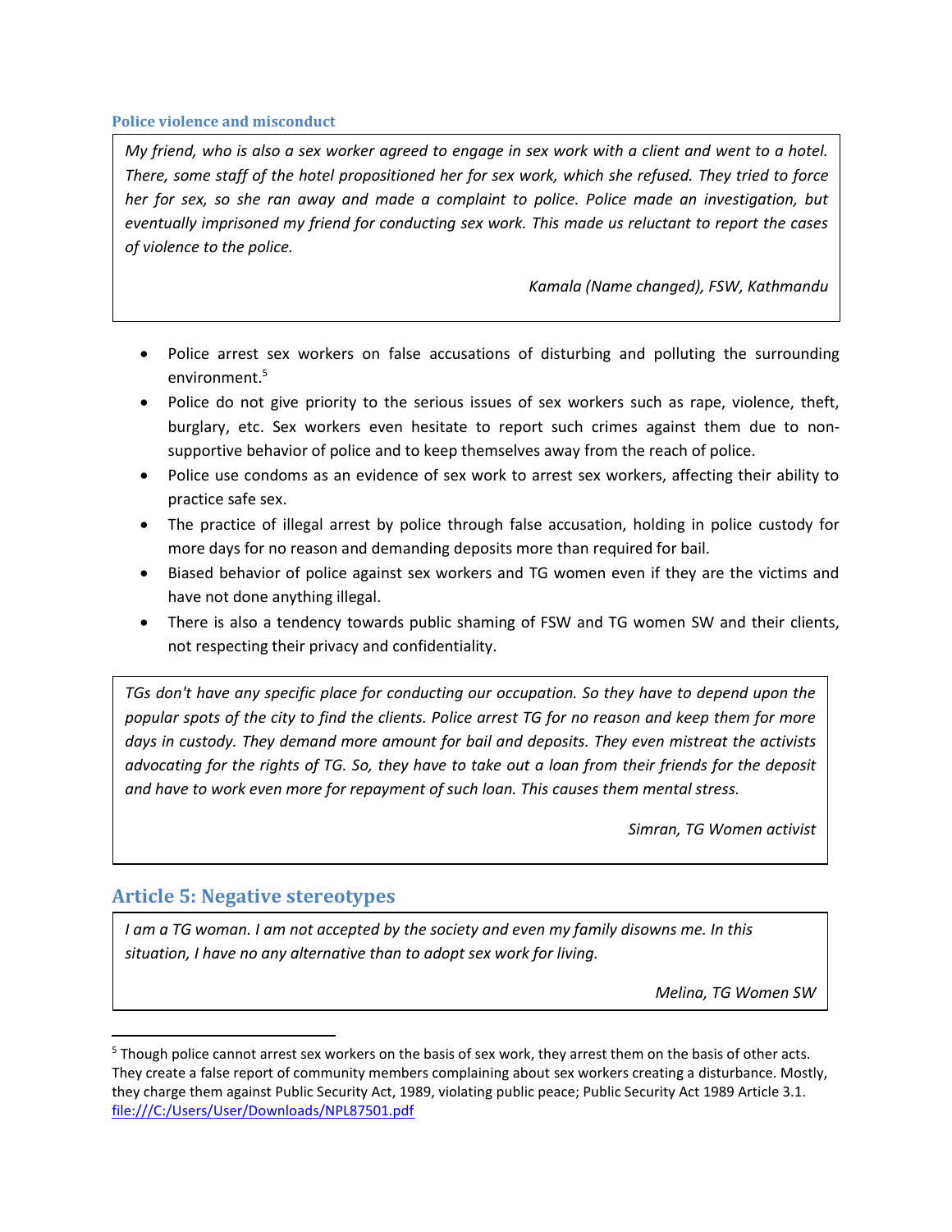#### Police violence and misconduct

> *My friend, who is also a sex worker agreed to engage in sex work with a client and went to a hotel. There, some staff of the hotel propositioned her for sex work, which she refused. They tried to force her for sex, so she ran away and made a complaint to police. Police made an investigation, but eventually imprisoned my friend for conducting sex work. This made us reluctant to report the cases of violence to the police.*
>
> *Kamala (Name changed), FSW, Kathmandu*

- Police arrest sex workers on false accusations of disturbing and polluting the surrounding environment.[5]
- Police do not give priority to the serious issues of sex workers such as rape, violence, theft, burglary, etc. Sex workers even hesitate to report such crimes against them due to non-supportive behavior of police and to keep themselves away from the reach of police.
- Police use condoms as an evidence of sex work to arrest sex workers, affecting their ability to practice safe sex.
- The practice of illegal arrest by police through false accusation, holding in police custody for more days for no reason and demanding deposits more than required for bail.
- Biased behavior of police against sex workers and TG women even if they are the victims and have not done anything illegal.
- There is also a tendency towards public shaming of FSW and TG women SW and their clients, not respecting their privacy and confidentiality.

> *TGs don't have any specific place for conducting our occupation. So they have to depend upon the popular spots of the city to find the clients. Police arrest TG for no reason and keep them for more days in custody. They demand more amount for bail and deposits. They even mistreat the activists advocating for the rights of TG. So, they have to take out a loan from their friends for the deposit and have to work even more for repayment of such loan. This causes them mental stress.*
>
> *Simran, TG Women activist*

## Article 5: Negative stereotypes

> *I am a TG woman. I am not accepted by the society and even my family disowns me. In this situation, I have no any alternative than to adopt sex work for living.*
>
> *Melina, TG Women SW*

---

[5] Though police cannot arrest sex workers on the basis of sex work, they arrest them on the basis of other acts. They create a false report of community members complaining about sex workers creating a disturbance. Mostly, they charge them against Public Security Act, 1989, violating public peace; Public Security Act 1989 Article 3.1. file:///C:/Users/User/Downloads/NPL87501.pdf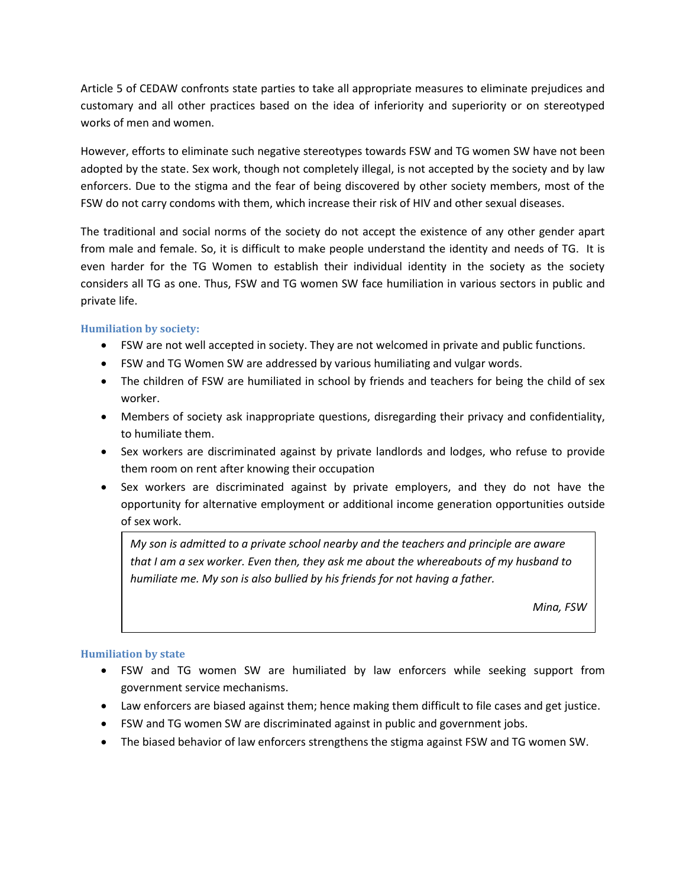Article 5 of CEDAW confronts state parties to take all appropriate measures to eliminate prejudices and customary and all other practices based on the idea of inferiority and superiority or on stereotyped works of men and women.

However, efforts to eliminate such negative stereotypes towards FSW and TG women SW have not been adopted by the state. Sex work, though not completely illegal, is not accepted by the society and by law enforcers. Due to the stigma and the fear of being discovered by other society members, most of the FSW do not carry condoms with them, which increase their risk of HIV and other sexual diseases.

The traditional and social norms of the society do not accept the existence of any other gender apart from male and female. So, it is difficult to make people understand the identity and needs of TG. It is even harder for the TG Women to establish their individual identity in the society as the society considers all TG as one. Thus, FSW and TG women SW face humiliation in various sectors in public and private life.

### Humiliation by society:

- FSW are not well accepted in society. They are not welcomed in private and public functions.
- FSW and TG Women SW are addressed by various humiliating and vulgar words.
- The children of FSW are humiliated in school by friends and teachers for being the child of sex worker.
- Members of society ask inappropriate questions, disregarding their privacy and confidentiality, to humiliate them.
- Sex workers are discriminated against by private landlords and lodges, who refuse to provide them room on rent after knowing their occupation
- Sex workers are discriminated against by private employers, and they do not have the opportunity for alternative employment or additional income generation opportunities outside of sex work.

> *My son is admitted to a private school nearby and the teachers and principle are aware that I am a sex worker. Even then, they ask me about the whereabouts of my husband to humiliate me. My son is also bullied by his friends for not having a father.*
>
> *Mina, FSW*

### Humiliation by state

- FSW and TG women SW are humiliated by law enforcers while seeking support from government service mechanisms.
- Law enforcers are biased against them; hence making them difficult to file cases and get justice.
- FSW and TG women SW are discriminated against in public and government jobs.
- The biased behavior of law enforcers strengthens the stigma against FSW and TG women SW.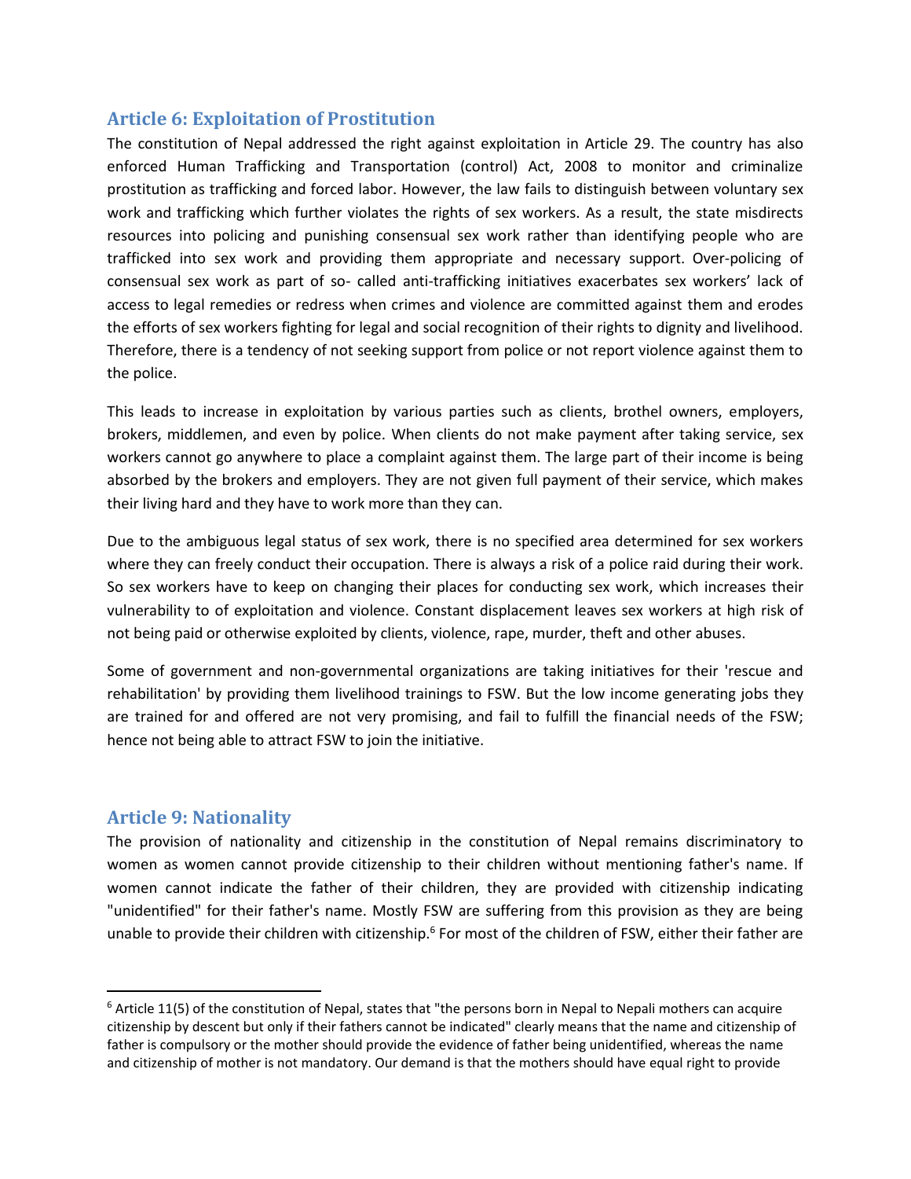## Article 6: Exploitation of Prostitution

The constitution of Nepal addressed the right against exploitation in Article 29. The country has also enforced Human Trafficking and Transportation (control) Act, 2008 to monitor and criminalize prostitution as trafficking and forced labor. However, the law fails to distinguish between voluntary sex work and trafficking which further violates the rights of sex workers. As a result, the state misdirects resources into policing and punishing consensual sex work rather than identifying people who are trafficked into sex work and providing them appropriate and necessary support. Over-policing of consensual sex work as part of so- called anti-trafficking initiatives exacerbates sex workers' lack of access to legal remedies or redress when crimes and violence are committed against them and erodes the efforts of sex workers fighting for legal and social recognition of their rights to dignity and livelihood. Therefore, there is a tendency of not seeking support from police or not report violence against them to the police.

This leads to increase in exploitation by various parties such as clients, brothel owners, employers, brokers, middlemen, and even by police. When clients do not make payment after taking service, sex workers cannot go anywhere to place a complaint against them. The large part of their income is being absorbed by the brokers and employers. They are not given full payment of their service, which makes their living hard and they have to work more than they can.

Due to the ambiguous legal status of sex work, there is no specified area determined for sex workers where they can freely conduct their occupation. There is always a risk of a police raid during their work. So sex workers have to keep on changing their places for conducting sex work, which increases their vulnerability to of exploitation and violence. Constant displacement leaves sex workers at high risk of not being paid or otherwise exploited by clients, violence, rape, murder, theft and other abuses.

Some of government and non-governmental organizations are taking initiatives for their 'rescue and rehabilitation' by providing them livelihood trainings to FSW. But the low income generating jobs they are trained for and offered are not very promising, and fail to fulfill the financial needs of the FSW; hence not being able to attract FSW to join the initiative.

## Article 9: Nationality

The provision of nationality and citizenship in the constitution of Nepal remains discriminatory to women as women cannot provide citizenship to their children without mentioning father's name. If women cannot indicate the father of their children, they are provided with citizenship indicating "unidentified" for their father's name. Mostly FSW are suffering from this provision as they are being unable to provide their children with citizenship.[6] For most of the children of FSW, either their father are

---

[6] Article 11(5) of the constitution of Nepal, states that "the persons born in Nepal to Nepali mothers can acquire citizenship by descent but only if their fathers cannot be indicated" clearly means that the name and citizenship of father is compulsory or the mother should provide the evidence of father being unidentified, whereas the name and citizenship of mother is not mandatory. Our demand is that the mothers should have equal right to provide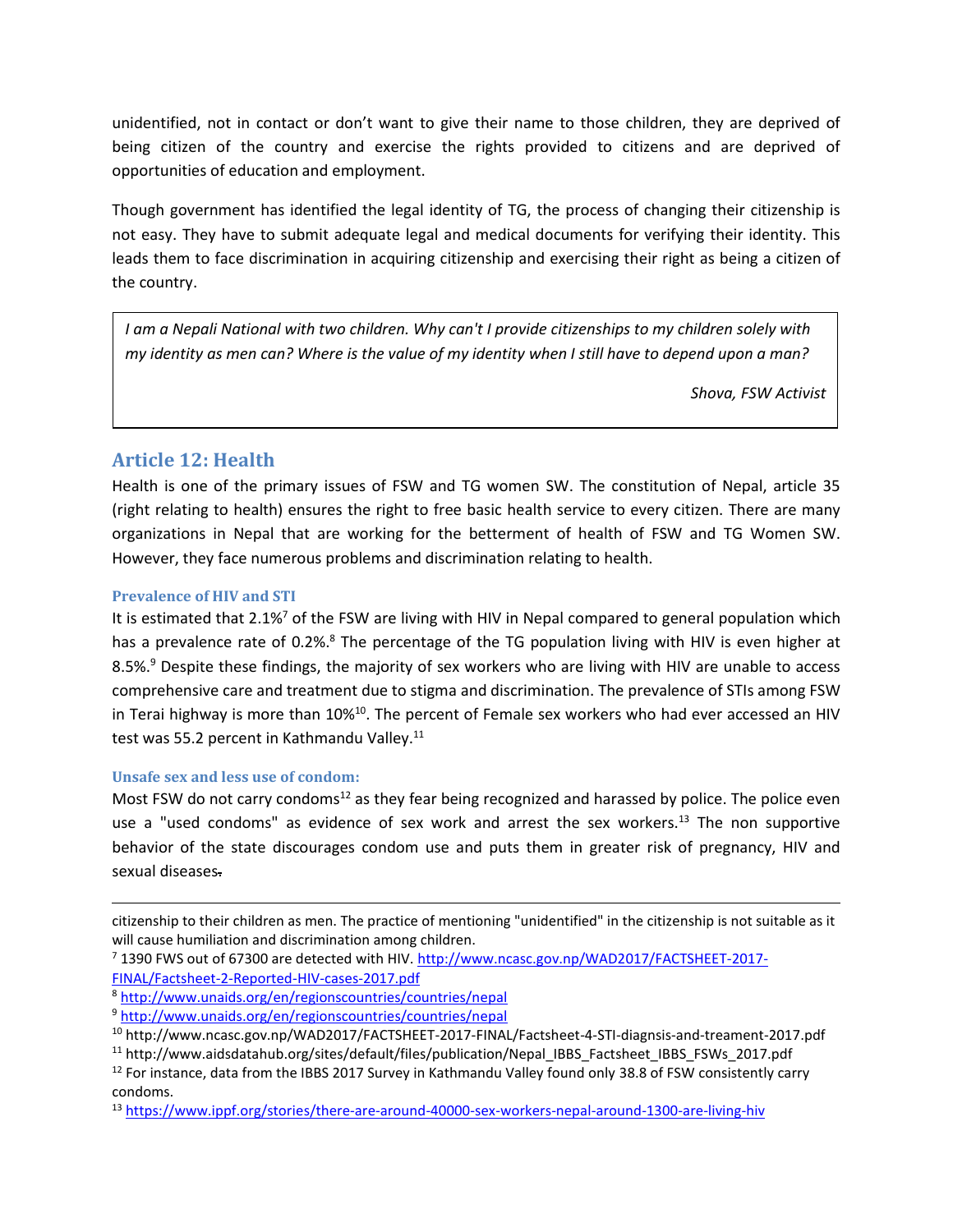unidentified, not in contact or don't want to give their name to those children, they are deprived of being citizen of the country and exercise the rights provided to citizens and are deprived of opportunities of education and employment.

Though government has identified the legal identity of TG, the process of changing their citizenship is not easy. They have to submit adequate legal and medical documents for verifying their identity. This leads them to face discrimination in acquiring citizenship and exercising their right as being a citizen of the country.

> *I am a Nepali National with two children. Why can't I provide citizenships to my children solely with my identity as men can? Where is the value of my identity when I still have to depend upon a man?*
>
> *Shova, FSW Activist*

## Article 12: Health

Health is one of the primary issues of FSW and TG women SW. The constitution of Nepal, article 35 (right relating to health) ensures the right to free basic health service to every citizen. There are many organizations in Nepal that are working for the betterment of health of FSW and TG Women SW. However, they face numerous problems and discrimination relating to health.

### Prevalence of HIV and STI

It is estimated that 2.1%[7] of the FSW are living with HIV in Nepal compared to general population which has a prevalence rate of 0.2%.[8] The percentage of the TG population living with HIV is even higher at 8.5%.[9] Despite these findings, the majority of sex workers who are living with HIV are unable to access comprehensive care and treatment due to stigma and discrimination. The prevalence of STIs among FSW in Terai highway is more than 10%[10]. The percent of Female sex workers who had ever accessed an HIV test was 55.2 percent in Kathmandu Valley.[11]

### Unsafe sex and less use of condom:

Most FSW do not carry condoms[12] as they fear being recognized and harassed by police. The police even use a "used condoms" as evidence of sex work and arrest the sex workers.[13] The non supportive behavior of the state discourages condom use and puts them in greater risk of pregnancy, HIV and sexual diseases.

---

citizenship to their children as men. The practice of mentioning "unidentified" in the citizenship is not suitable as it will cause humiliation and discrimination among children.

[7] 1390 FWS out of 67300 are detected with HIV. http://www.ncasc.gov.np/WAD2017/FACTSHEET-2017-FINAL/Factsheet-2-Reported-HIV-cases-2017.pdf

[8] http://www.unaids.org/en/regionscountries/countries/nepal

[9] http://www.unaids.org/en/regionscountries/countries/nepal

[10] http://www.ncasc.gov.np/WAD2017/FACTSHEET-2017-FINAL/Factsheet-4-STI-diagnsis-and-treament-2017.pdf

[11] http://www.aidsdatahub.org/sites/default/files/publication/Nepal_IBBS_Factsheet_IBBS_FSWs_2017.pdf

[12] For instance, data from the IBBS 2017 Survey in Kathmandu Valley found only 38.8 of FSW consistently carry condoms.

[13] https://www.ippf.org/stories/there-are-around-40000-sex-workers-nepal-around-1300-are-living-hiv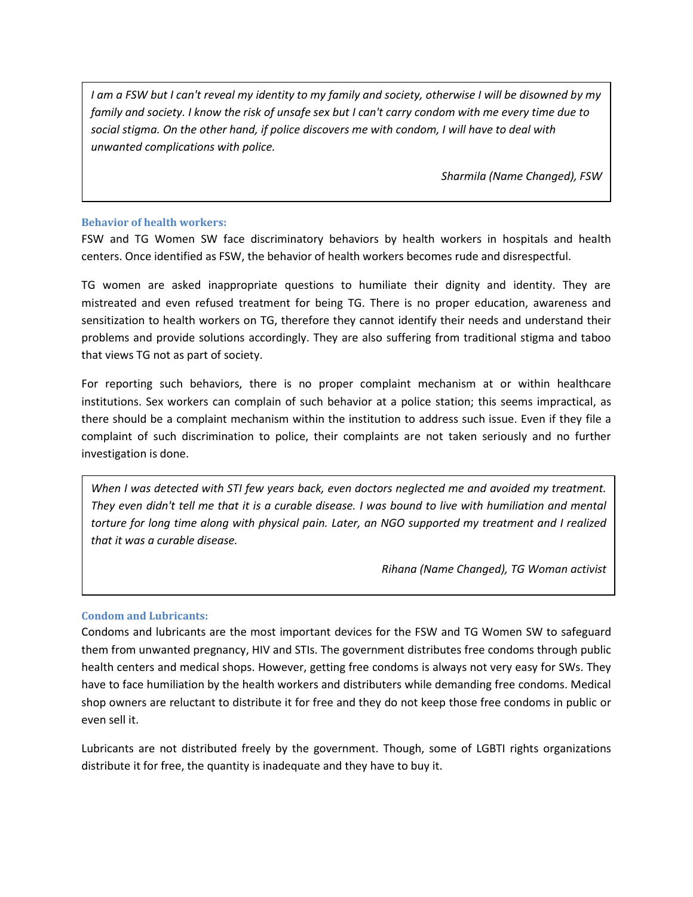*I am a FSW but I can't reveal my identity to my family and society, otherwise I will be disowned by my family and society. I know the risk of unsafe sex but I can't carry condom with me every time due to social stigma. On the other hand, if police discovers me with condom, I will have to deal with unwanted complications with police.*

*Sharmila (Name Changed), FSW*

### Behavior of health workers:

FSW and TG Women SW face discriminatory behaviors by health workers in hospitals and health centers. Once identified as FSW, the behavior of health workers becomes rude and disrespectful.

TG women are asked inappropriate questions to humiliate their dignity and identity. They are mistreated and even refused treatment for being TG. There is no proper education, awareness and sensitization to health workers on TG, therefore they cannot identify their needs and understand their problems and provide solutions accordingly. They are also suffering from traditional stigma and taboo that views TG not as part of society.

For reporting such behaviors, there is no proper complaint mechanism at or within healthcare institutions. Sex workers can complain of such behavior at a police station; this seems impractical, as there should be a complaint mechanism within the institution to address such issue. Even if they file a complaint of such discrimination to police, their complaints are not taken seriously and no further investigation is done.

*When I was detected with STI few years back, even doctors neglected me and avoided my treatment. They even didn't tell me that it is a curable disease. I was bound to live with humiliation and mental torture for long time along with physical pain. Later, an NGO supported my treatment and I realized that it was a curable disease.*

*Rihana (Name Changed), TG Woman activist*

### Condom and Lubricants:

Condoms and lubricants are the most important devices for the FSW and TG Women SW to safeguard them from unwanted pregnancy, HIV and STIs. The government distributes free condoms through public health centers and medical shops. However, getting free condoms is always not very easy for SWs. They have to face humiliation by the health workers and distributers while demanding free condoms. Medical shop owners are reluctant to distribute it for free and they do not keep those free condoms in public or even sell it.

Lubricants are not distributed freely by the government. Though, some of LGBTI rights organizations distribute it for free, the quantity is inadequate and they have to buy it.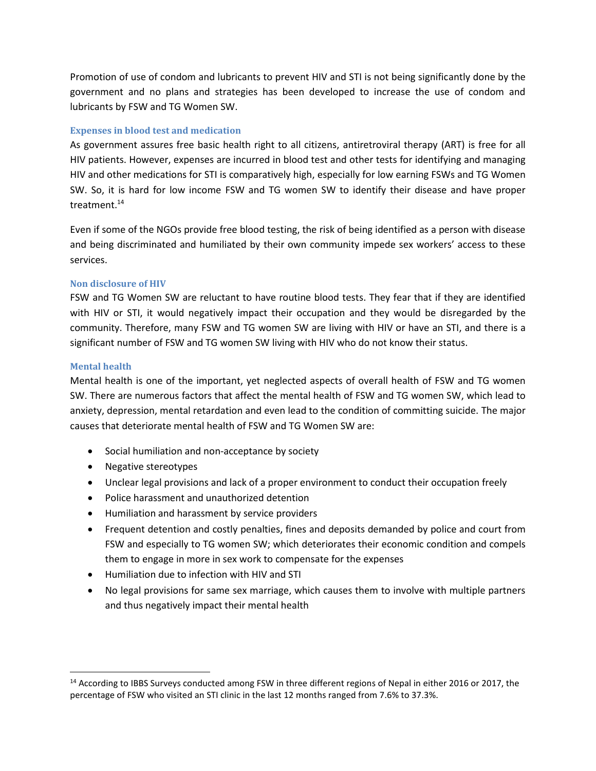Promotion of use of condom and lubricants to prevent HIV and STI is not being significantly done by the government and no plans and strategies has been developed to increase the use of condom and lubricants by FSW and TG Women SW.

### Expenses in blood test and medication

As government assures free basic health right to all citizens, antiretroviral therapy (ART) is free for all HIV patients. However, expenses are incurred in blood test and other tests for identifying and managing HIV and other medications for STI is comparatively high, especially for low earning FSWs and TG Women SW. So, it is hard for low income FSW and TG women SW to identify their disease and have proper treatment.[14]

Even if some of the NGOs provide free blood testing, the risk of being identified as a person with disease and being discriminated and humiliated by their own community impede sex workers' access to these services.

### Non disclosure of HIV

FSW and TG Women SW are reluctant to have routine blood tests. They fear that if they are identified with HIV or STI, it would negatively impact their occupation and they would be disregarded by the community. Therefore, many FSW and TG women SW are living with HIV or have an STI, and there is a significant number of FSW and TG women SW living with HIV who do not know their status.

### Mental health

Mental health is one of the important, yet neglected aspects of overall health of FSW and TG women SW. There are numerous factors that affect the mental health of FSW and TG women SW, which lead to anxiety, depression, mental retardation and even lead to the condition of committing suicide. The major causes that deteriorate mental health of FSW and TG Women SW are:

- Social humiliation and non-acceptance by society
- Negative stereotypes
- Unclear legal provisions and lack of a proper environment to conduct their occupation freely
- Police harassment and unauthorized detention
- Humiliation and harassment by service providers
- Frequent detention and costly penalties, fines and deposits demanded by police and court from FSW and especially to TG women SW; which deteriorates their economic condition and compels them to engage in more in sex work to compensate for the expenses
- Humiliation due to infection with HIV and STI
- No legal provisions for same sex marriage, which causes them to involve with multiple partners and thus negatively impact their mental health

---

[14] According to IBBS Surveys conducted among FSW in three different regions of Nepal in either 2016 or 2017, the percentage of FSW who visited an STI clinic in the last 12 months ranged from 7.6% to 37.3%.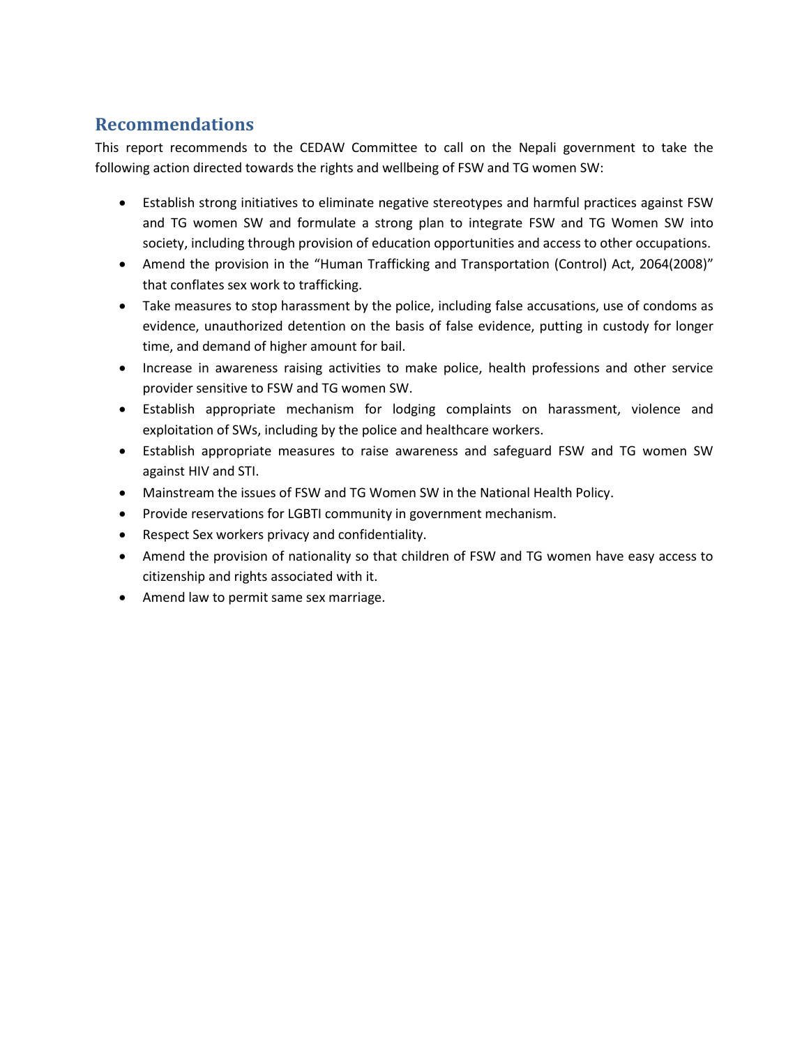## Recommendations

This report recommends to the CEDAW Committee to call on the Nepali government to take the following action directed towards the rights and wellbeing of FSW and TG women SW:

- Establish strong initiatives to eliminate negative stereotypes and harmful practices against FSW and TG women SW and formulate a strong plan to integrate FSW and TG Women SW into society, including through provision of education opportunities and access to other occupations.
- Amend the provision in the "Human Trafficking and Transportation (Control) Act, 2064(2008)" that conflates sex work to trafficking.
- Take measures to stop harassment by the police, including false accusations, use of condoms as evidence, unauthorized detention on the basis of false evidence, putting in custody for longer time, and demand of higher amount for bail.
- Increase in awareness raising activities to make police, health professions and other service provider sensitive to FSW and TG women SW.
- Establish appropriate mechanism for lodging complaints on harassment, violence and exploitation of SWs, including by the police and healthcare workers.
- Establish appropriate measures to raise awareness and safeguard FSW and TG women SW against HIV and STI.
- Mainstream the issues of FSW and TG Women SW in the National Health Policy.
- Provide reservations for LGBTI community in government mechanism.
- Respect Sex workers privacy and confidentiality.
- Amend the provision of nationality so that children of FSW and TG women have easy access to citizenship and rights associated with it.
- Amend law to permit same sex marriage.